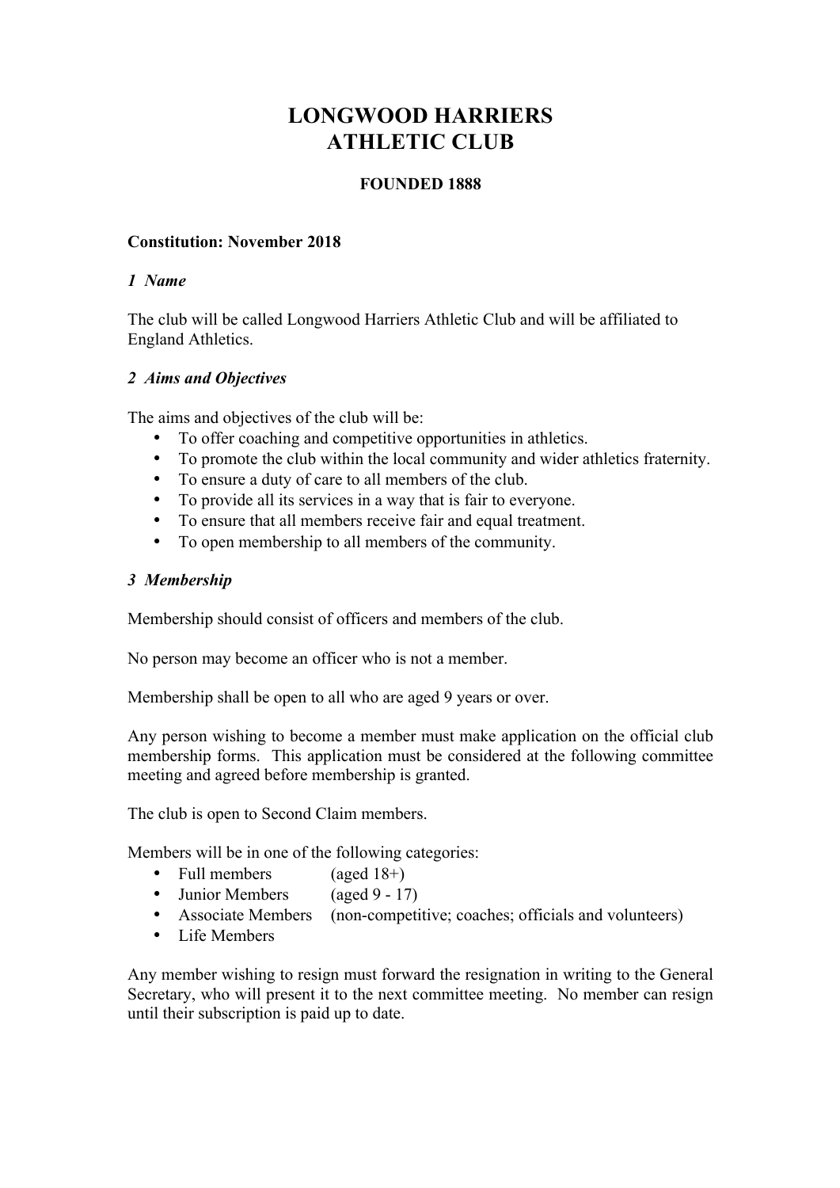# LONGWOOD HARRIERS ATHLETIC CLUB

**FOUNDED 1888**

**Constitution: November 2018**

### *1 Name*

The club will be called Longwood Harriers Athletic Club and will be affiliated to England Athletics.

### *2 Aims and Objectives*

The aims and objectives of the club will be:

- To offer coaching and competitive opportunities in athletics.
- To promote the club within the local community and wider athletics fraternity.
- To ensure a duty of care to all members of the club.
- To provide all its services in a way that is fair to everyone.
- To ensure that all members receive fair and equal treatment.
- To open membership to all members of the community.

### *3 Membership*

Membership should consist of officers and members of the club.

No person may become an officer who is not a member.

Membership shall be open to all who are aged 9 years or over.

Any person wishing to become a member must make application on the official club membership forms. This application must be considered at the following committee meeting and agreed before membership is granted.

The club is open to Second Claim members.

Members will be in one of the following categories:

- Full members (aged 18+)
- Junior Members (aged 9 - 17)
- Associate Members (non-competitive; coaches; officials and volunteers)
- Life Members

Any member wishing to resign must forward the resignation in writing to the General Secretary, who will present it to the next committee meeting. No member can resign until their subscription is paid up to date.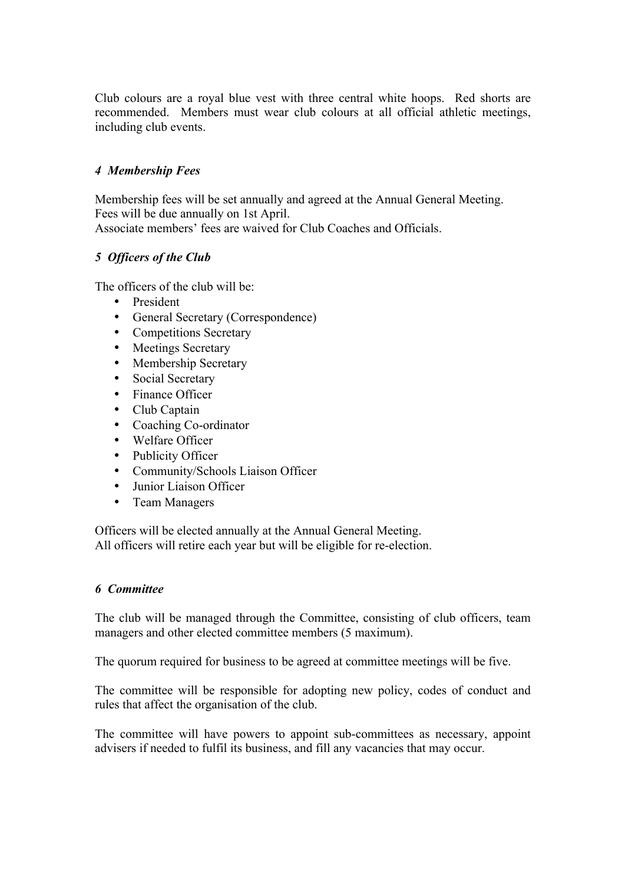Club colours are a royal blue vest with three central white hoops. Red shorts are recommended. Members must wear club colours at all official athletic meetings, including club events.

## *4 Membership Fees*

Membership fees will be set annually and agreed at the Annual General Meeting.
Fees will be due annually on 1st April.
Associate members' fees are waived for Club Coaches and Officials.

## *5 Officers of the Club*

The officers of the club will be:

- President
- General Secretary (Correspondence)
- Competitions Secretary
- Meetings Secretary
- Membership Secretary
- Social Secretary
- Finance Officer
- Club Captain
- Coaching Co-ordinator
- Welfare Officer
- Publicity Officer
- Community/Schools Liaison Officer
- Junior Liaison Officer
- Team Managers

Officers will be elected annually at the Annual General Meeting.
All officers will retire each year but will be eligible for re-election.

## *6 Committee*

The club will be managed through the Committee, consisting of club officers, team managers and other elected committee members (5 maximum).

The quorum required for business to be agreed at committee meetings will be five.

The committee will be responsible for adopting new policy, codes of conduct and rules that affect the organisation of the club.

The committee will have powers to appoint sub-committees as necessary, appoint advisers if needed to fulfil its business, and fill any vacancies that may occur.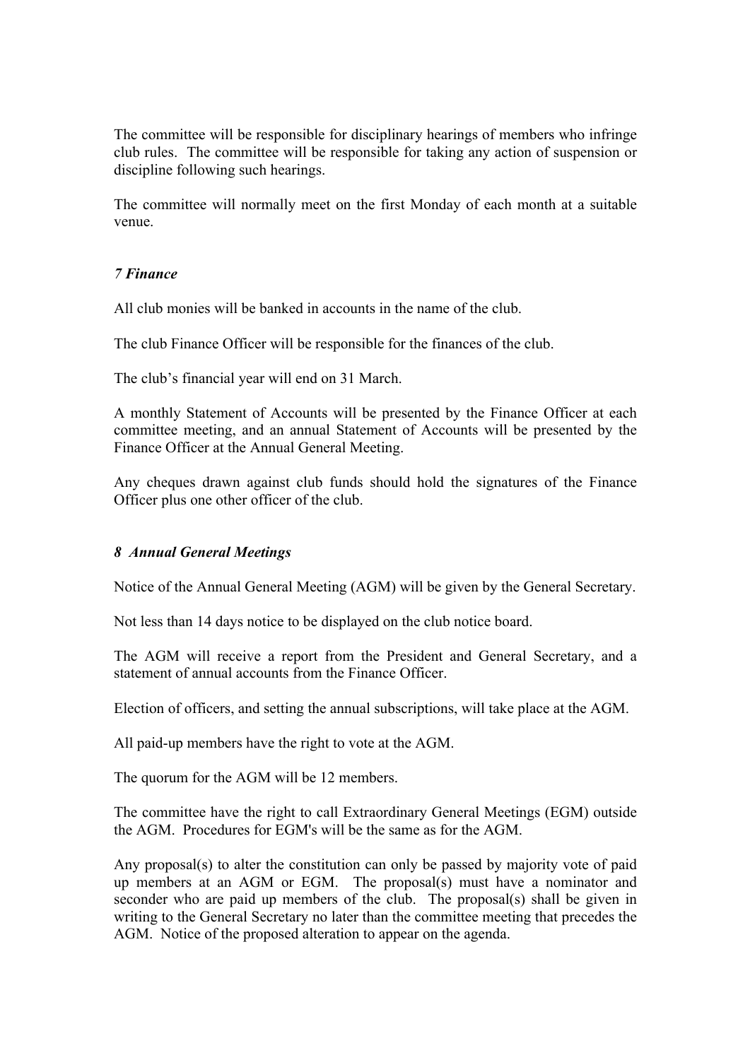The committee will be responsible for disciplinary hearings of members who infringe club rules. The committee will be responsible for taking any action of suspension or discipline following such hearings.

The committee will normally meet on the first Monday of each month at a suitable venue.

### *7 Finance*

All club monies will be banked in accounts in the name of the club.

The club Finance Officer will be responsible for the finances of the club.

The club's financial year will end on 31 March.

A monthly Statement of Accounts will be presented by the Finance Officer at each committee meeting, and an annual Statement of Accounts will be presented by the Finance Officer at the Annual General Meeting.

Any cheques drawn against club funds should hold the signatures of the Finance Officer plus one other officer of the club.

### *8 Annual General Meetings*

Notice of the Annual General Meeting (AGM) will be given by the General Secretary.

Not less than 14 days notice to be displayed on the club notice board.

The AGM will receive a report from the President and General Secretary, and a statement of annual accounts from the Finance Officer.

Election of officers, and setting the annual subscriptions, will take place at the AGM.

All paid-up members have the right to vote at the AGM.

The quorum for the AGM will be 12 members.

The committee have the right to call Extraordinary General Meetings (EGM) outside the AGM. Procedures for EGM's will be the same as for the AGM.

Any proposal(s) to alter the constitution can only be passed by majority vote of paid up members at an AGM or EGM. The proposal(s) must have a nominator and seconder who are paid up members of the club. The proposal(s) shall be given in writing to the General Secretary no later than the committee meeting that precedes the AGM. Notice of the proposed alteration to appear on the agenda.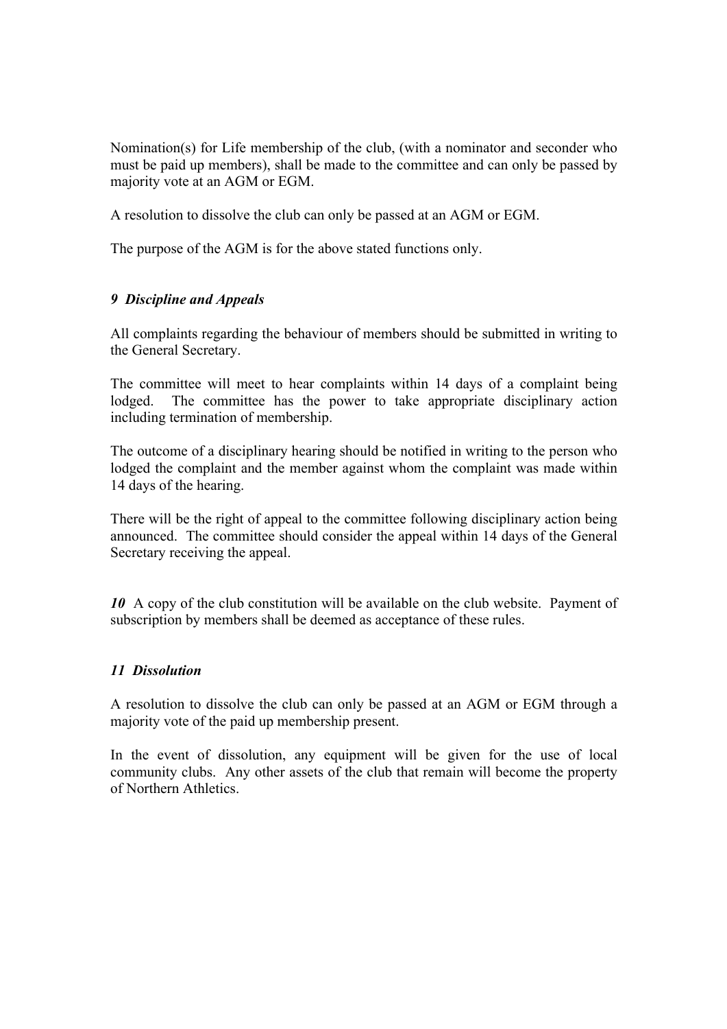Nomination(s) for Life membership of the club, (with a nominator and seconder who must be paid up members), shall be made to the committee and can only be passed by majority vote at an AGM or EGM.

A resolution to dissolve the club can only be passed at an AGM or EGM.

The purpose of the AGM is for the above stated functions only.

### *9 Discipline and Appeals*

All complaints regarding the behaviour of members should be submitted in writing to the General Secretary.

The committee will meet to hear complaints within 14 days of a complaint being lodged. The committee has the power to take appropriate disciplinary action including termination of membership.

The outcome of a disciplinary hearing should be notified in writing to the person who lodged the complaint and the member against whom the complaint was made within 14 days of the hearing.

There will be the right of appeal to the committee following disciplinary action being announced. The committee should consider the appeal within 14 days of the General Secretary receiving the appeal.

***10*** A copy of the club constitution will be available on the club website. Payment of subscription by members shall be deemed as acceptance of these rules.

### *11 Dissolution*

A resolution to dissolve the club can only be passed at an AGM or EGM through a majority vote of the paid up membership present.

In the event of dissolution, any equipment will be given for the use of local community clubs. Any other assets of the club that remain will become the property of Northern Athletics.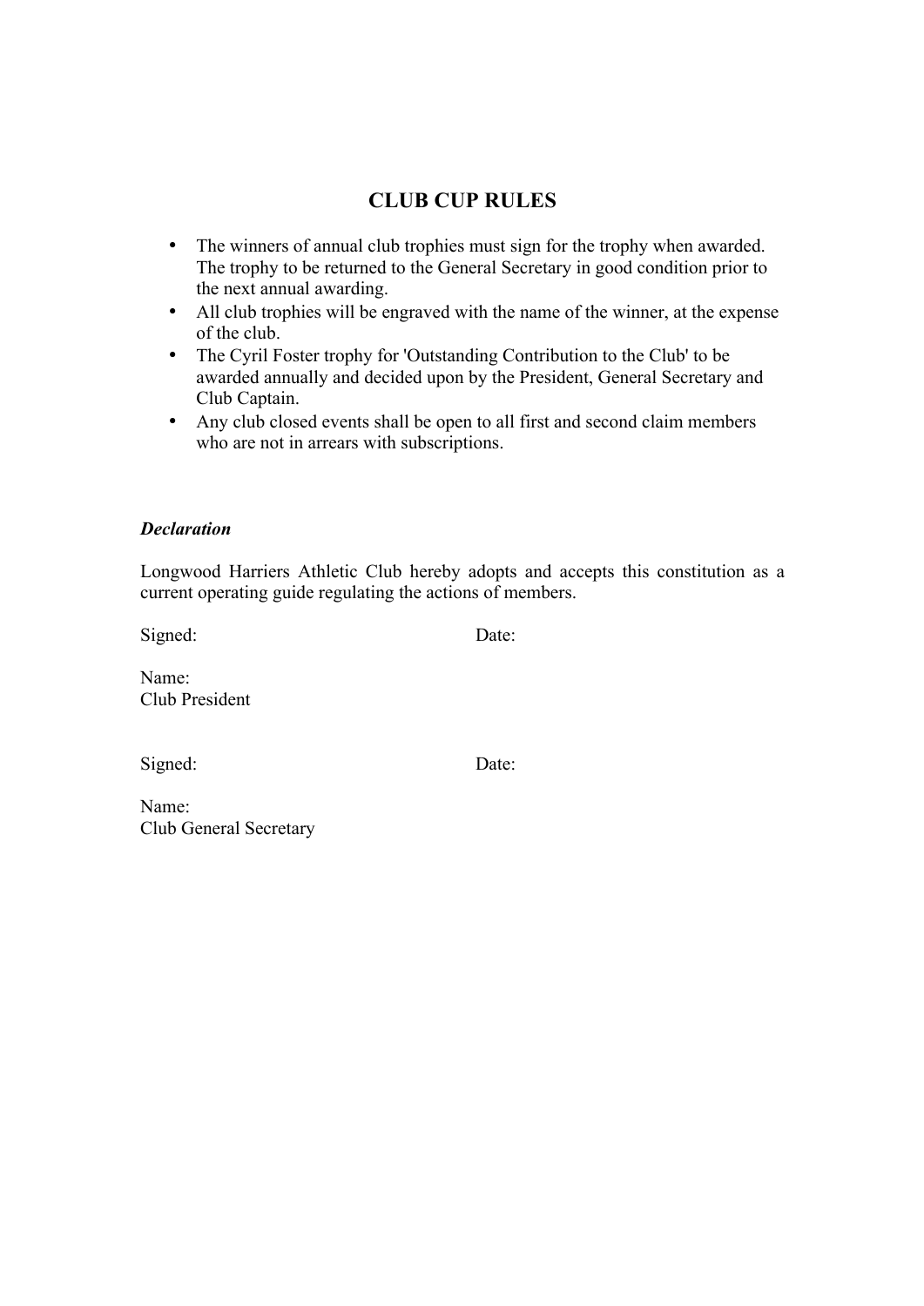## CLUB CUP RULES

- The winners of annual club trophies must sign for the trophy when awarded. The trophy to be returned to the General Secretary in good condition prior to the next annual awarding.
- All club trophies will be engraved with the name of the winner, at the expense of the club.
- The Cyril Foster trophy for 'Outstanding Contribution to the Club' to be awarded annually and decided upon by the President, General Secretary and Club Captain.
- Any club closed events shall be open to all first and second claim members who are not in arrears with subscriptions.

***Declaration***

Longwood Harriers Athletic Club hereby adopts and accepts this constitution as a current operating guide regulating the actions of members.

Signed: Date:

Name:
Club President

Signed: Date:

Name:
Club General Secretary